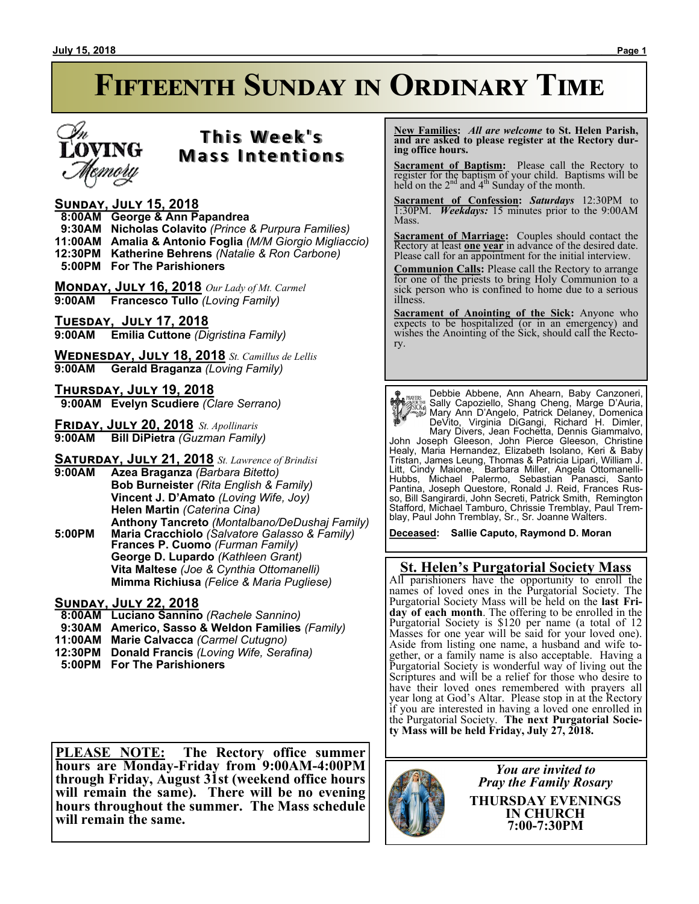# Fifteenth Sunday in Ordinary Time

In Loving Memory

## This Week's Mass Intentions

**Sunday, July 15, 2018**

**8:00AM** **George & Ann Papandrea**
**9:30AM** **Nicholas Colavito** *(Prince & Purpura Families)*
**11:00AM** **Amalia & Antonio Foglia** *(M/M Giorgio Migliaccio)*
**12:30PM** **Katherine Behrens** *(Natalie & Ron Carbone)*
**5:00PM** **For The Parishioners**

**Monday, July 16, 2018** *Our Lady of Mt. Carmel*
**9:00AM** **Francesco Tullo** *(Loving Family)*

**Tuesday, July 17, 2018**
**9:00AM** **Emilia Cuttone** *(Digristina Family)*

**Wednesday, July 18, 2018** *St. Camillus de Lellis*
**9:00AM** **Gerald Braganza** *(Loving Family)*

**Thursday, July 19, 2018**
**9:00AM** **Evelyn Scudiere** *(Clare Serrano)*

**Friday, July 20, 2018** *St. Apollinaris*
**9:00AM** **Bill DiPietra** *(Guzman Family)*

**Saturday, July 21, 2018** *St. Lawrence of Brindisi*
**9:00AM** **Azea Braganza** *(Barbara Bitetto)*
**Bob Burneister** *(Rita English & Family)*
**Vincent J. D'Amato** *(Loving Wife, Joy)*
**Helen Martin** *(Caterina Cina)*
**Anthony Tancreto** *(Montalbano/DeDushaj Family)*
**5:00PM** **Maria Cracchiolo** *(Salvatore Galasso & Family)*
**Frances P. Cuomo** *(Furman Family)*
**George D. Lupardo** *(Kathleen Grant)*
**Vita Maltese** *(Joe & Cynthia Ottomanelli)*
**Mimma Richiusa** *(Felice & Maria Pugliese)*

**Sunday, July 22, 2018**
**8:00AM** **Luciano Sannino** *(Rachele Sannino)*
**9:30AM** **Americo, Sasso & Weldon Families** *(Family)*
**11:00AM** **Marie Calvacca** *(Carmel Cutugno)*
**12:30PM** **Donald Francis** *(Loving Wife, Serafina)*
**5:00PM** **For The Parishioners**

**PLEASE NOTE: The Rectory office summer hours are Monday-Friday from 9:00AM-4:00PM through Friday, August 31st (weekend office hours will remain the same). There will be no evening hours throughout the summer. The Mass schedule will remain the same.**

**New Families:** *All are welcome* **to St. Helen Parish, and are asked to please register at the Rectory during office hours.**

**Sacrament of Baptism:** Please call the Rectory to register for the baptism of your child. Baptisms will be held on the 2nd and 4th Sunday of the month.

**Sacrament of Confession:** ***Saturdays*** 12:30PM to 1:30PM. ***Weekdays:*** 15 minutes prior to the 9:00AM Mass.

**Sacrament of Marriage:** Couples should contact the Rectory at least **one year** in advance of the desired date. Please call for an appointment for the initial interview.

**Communion Calls:** Please call the Rectory to arrange for one of the priests to bring Holy Communion to a sick person who is confined to home due to a serious illness.

**Sacrament of Anointing of the Sick:** Anyone who expects to be hospitalized (or in an emergency) and wishes the Anointing of the Sick, should call the Rectory.

Prayers for the Sick

Debbie Abbene, Ann Ahearn, Baby Canzoneri, Sally Capoziello, Shang Cheng, Marge D'Auria, Mary Ann D'Angelo, Patrick Delaney, Domenica DeVito, Virginia DiGangi, Richard H. Dimler, Mary Divers, Jean Fochetta, Dennis Giammalvo, John Joseph Gleeson, John Pierce Gleeson, Christine Healy, Maria Hernandez, Elizabeth Isolano, Keri & Baby Tristan, James Leung, Thomas & Patricia Lipari, William J. Litt, Cindy Maione, Barbara Miller, Angela Ottomanelli-Hubbs, Michael Palermo, Sebastian Panasci, Santo Pantina, Joseph Questore, Ronald J. Reid, Frances Russo, Bill Sangirardi, John Secreti, Patrick Smith, Remington Stafford, Michael Tamburo, Chrissie Tremblay, Paul Tremblay, Paul John Tremblay, Sr., Sr. Joanne Walters.

**Deceased: Sallie Caputo, Raymond D. Moran**

## St. Helen's Purgatorial Society Mass

All parishioners have the opportunity to enroll the names of loved ones in the Purgatorial Society. The Purgatorial Society Mass will be held on the **last Friday of each month**. The offering to be enrolled in the Purgatorial Society is $120 per name (a total of 12 Masses for one year will be said for your loved one). Aside from listing one name, a husband and wife together, or a family name is also acceptable. Having a Purgatorial Society is wonderful way of living out the Scriptures and will be a relief for those who desire to have their loved ones remembered with prayers all year long at God's Altar. Please stop in at the Rectory if you are interested in having a loved one enrolled in the Purgatorial Society. **The next Purgatorial Society Mass will be held Friday, July 27, 2018.**

*You are invited to Pray the Family Rosary*

**THURSDAY EVENINGS IN CHURCH 7:00-7:30PM**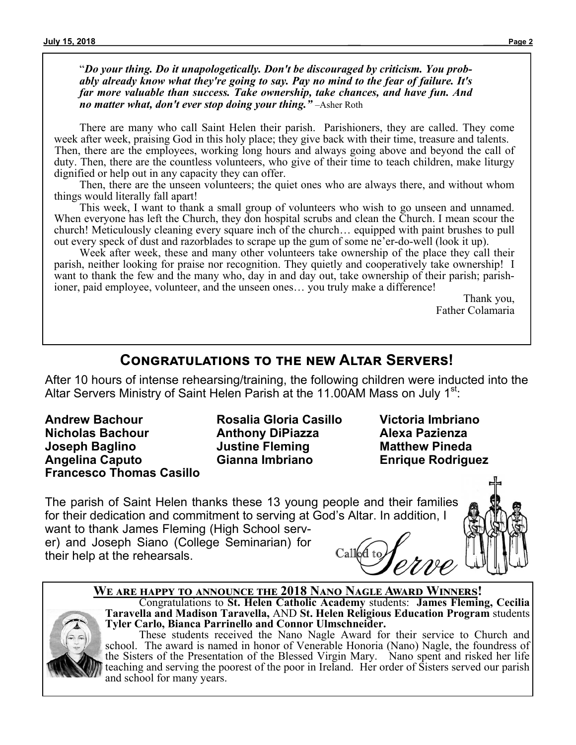"***Do your thing. Do it unapologetically. Don't be discouraged by criticism. You probably already know what they're going to say. Pay no mind to the fear of failure. It's far more valuable than success. Take ownership, take chances, and have fun. And no matter what, don't ever stop doing your thing."*** –Asher Roth

There are many who call Saint Helen their parish. Parishioners, they are called. They come week after week, praising God in this holy place; they give back with their time, treasure and talents. Then, there are the employees, working long hours and always going above and beyond the call of duty. Then, there are the countless volunteers, who give of their time to teach children, make liturgy dignified or help out in any capacity they can offer.

Then, there are the unseen volunteers; the quiet ones who are always there, and without whom things would literally fall apart!

This week, I want to thank a small group of volunteers who wish to go unseen and unnamed. When everyone has left the Church, they don hospital scrubs and clean the Church. I mean scour the church! Meticulously cleaning every square inch of the church… equipped with paint brushes to pull out every speck of dust and razorblades to scrape up the gum of some ne'er-do-well (look it up).

Week after week, these and many other volunteers take ownership of the place they call their parish, neither looking for praise nor recognition. They quietly and cooperatively take ownership! I want to thank the few and the many who, day in and day out, take ownership of their parish; parishioner, paid employee, volunteer, and the unseen ones… you truly make a difference!

Thank you,
Father Colamaria

## Congratulations to the new Altar Servers!

After 10 hours of intense rehearsing/training, the following children were inducted into the Altar Servers Ministry of Saint Helen Parish at the 11.00AM Mass on July 1st:

**Andrew Bachour**
**Nicholas Bachour**
**Joseph Baglino**
**Angelina Caputo**
**Francesco Thomas Casillo**
**Rosalia Gloria Casillo**
**Anthony DiPiazza**
**Justine Fleming**
**Gianna Imbriano**
**Victoria Imbriano**
**Alexa Pazienza**
**Matthew Pineda**
**Enrique Rodriguez**

The parish of Saint Helen thanks these 13 young people and their families for their dedication and commitment to serving at God's Altar. In addition, I want to thank James Fleming (High School server) and Joseph Siano (College Seminarian) for their help at the rehearsals.

Called to Serve

## We are happy to announce the 2018 Nano Nagle Award Winners!

Congratulations to **St. Helen Catholic Academy** students: **James Fleming, Cecilia Taravella and Madison Taravella,** AND **St. Helen Religious Education Program** students **Tyler Carlo, Bianca Parrinello and Connor Ulmschneider.**

These students received the Nano Nagle Award for their service to Church and school. The award is named in honor of Venerable Honoria (Nano) Nagle, the foundress of the Sisters of the Presentation of the Blessed Virgin Mary. Nano spent and risked her life teaching and serving the poorest of the poor in Ireland. Her order of Sisters served our parish and school for many years.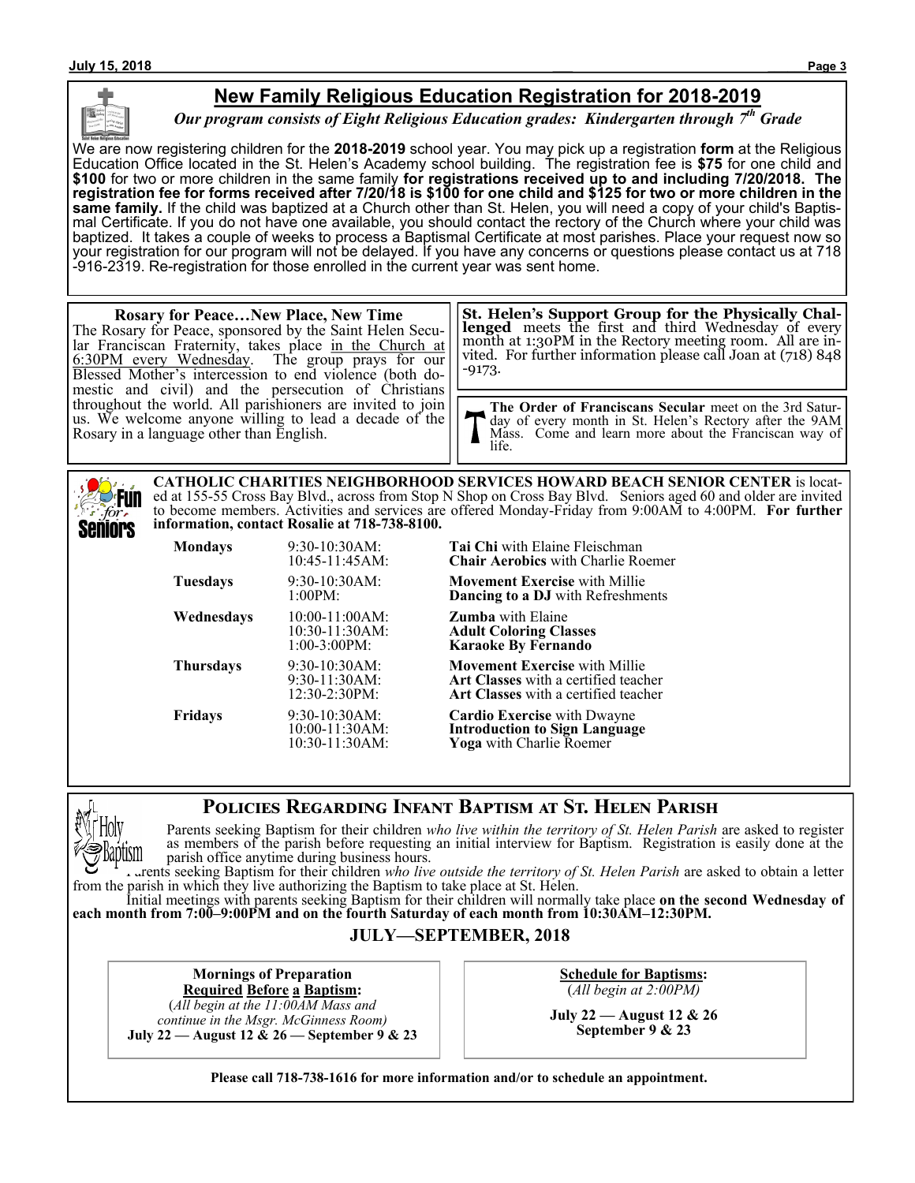## New Family Religious Education Registration for 2018-2019

***Our program consists of Eight Religious Education grades: Kindergarten through 7th Grade***

We are now registering children for the **2018-2019** school year. You may pick up a registration **form** at the Religious Education Office located in the St. Helen's Academy school building. The registration fee is **$75** for one child and **$100** for two or more children in the same family **for registrations received up to and including 7/20/2018. The registration fee for forms received after 7/20/18 is $100 for one child and $125 for two or more children in the same family.** If the child was baptized at a Church other than St. Helen, you will need a copy of your child's Baptismal Certificate. If you do not have one available, you should contact the rectory of the Church where your child was baptized. It takes a couple of weeks to process a Baptismal Certificate at most parishes. Place your request now so your registration for our program will not be delayed. If you have any concerns or questions please contact us at 718-916-2319. Re-registration for those enrolled in the current year was sent home.

**Rosary for Peace…New Place, New Time**

The Rosary for Peace, sponsored by the Saint Helen Secular Franciscan Fraternity, takes place in the Church at 6:30PM every Wednesday. The group prays for our Blessed Mother's intercession to end violence (both domestic and civil) and the persecution of Christians throughout the world. All parishioners are invited to join us. We welcome anyone willing to lead a decade of the Rosary in a language other than English.

**St. Helen's Support Group for the Physically Challenged** meets the first and third Wednesday of every month at 1:30PM in the Rectory meeting room. All are invited. For further information please call Joan at (718) 848-9173.

**The Order of Franciscans Secular** meet on the 3rd Saturday of every month in St. Helen's Rectory after the 9AM Mass. Come and learn more about the Franciscan way of life.

**CATHOLIC CHARITIES NEIGHBORHOOD SERVICES HOWARD BEACH SENIOR CENTER** is located at 155-55 Cross Bay Blvd., across from Stop N Shop on Cross Bay Blvd. Seniors aged 60 and older are invited to become members. Activities and services are offered Monday-Friday from 9:00AM to 4:00PM. **For further information, contact Rosalie at 718-738-8100.**

| Day | Time | Activity |
|---|---|---|
| **Mondays** | 9:30-10:30AM: | **Tai Chi** with Elaine Fleischman |
| | 10:45-11:45AM: | **Chair Aerobics** with Charlie Roemer |
| **Tuesdays** | 9:30-10:30AM: | **Movement Exercise** with Millie |
| | 1:00PM: | **Dancing to a DJ** with Refreshments |
| **Wednesdays** | 10:00-11:00AM: | **Zumba** with Elaine |
| | 10:30-11:30AM: | **Adult Coloring Classes** |
| | 1:00-3:00PM: | **Karaoke By Fernando** |
| **Thursdays** | 9:30-10:30AM: | **Movement Exercise** with Millie |
| | 9:30-11:30AM: | **Art Classes** with a certified teacher |
| | 12:30-2:30PM: | **Art Classes** with a certified teacher |
| **Fridays** | 9:30-10:30AM: | **Cardio Exercise** with Dwayne |
| | 10:00-11:30AM: | **Introduction to Sign Language** |
| | 10:30-11:30AM: | **Yoga** with Charlie Roemer |

## Policies Regarding Infant Baptism at St. Helen Parish

Parents seeking Baptism for their children *who live within the territory of St. Helen Parish* are asked to register as members of the parish before requesting an initial interview for Baptism. Registration is easily done at the parish office anytime during business hours.

Parents seeking Baptism for their children *who live outside the territory of St. Helen Parish* are asked to obtain a letter from the parish in which they live authorizing the Baptism to take place at St. Helen.

Initial meetings with parents seeking Baptism for their children will normally take place **on the second Wednesday of each month from 7:00–9:00PM and on the fourth Saturday of each month from 10:30AM–12:30PM.**

### JULY—SEPTEMBER, 2018

**Mornings of Preparation**
**Required Before a Baptism:**
(*All begin at the 11:00AM Mass and continue in the Msgr. McGinness Room)*
**July 22 — August 12 & 26 — September 9 & 23**

**Schedule for Baptisms:**
(*All begin at 2:00PM)*
**July 22 — August 12 & 26**
**September 9 & 23**

**Please call 718-738-1616 for more information and/or to schedule an appointment.**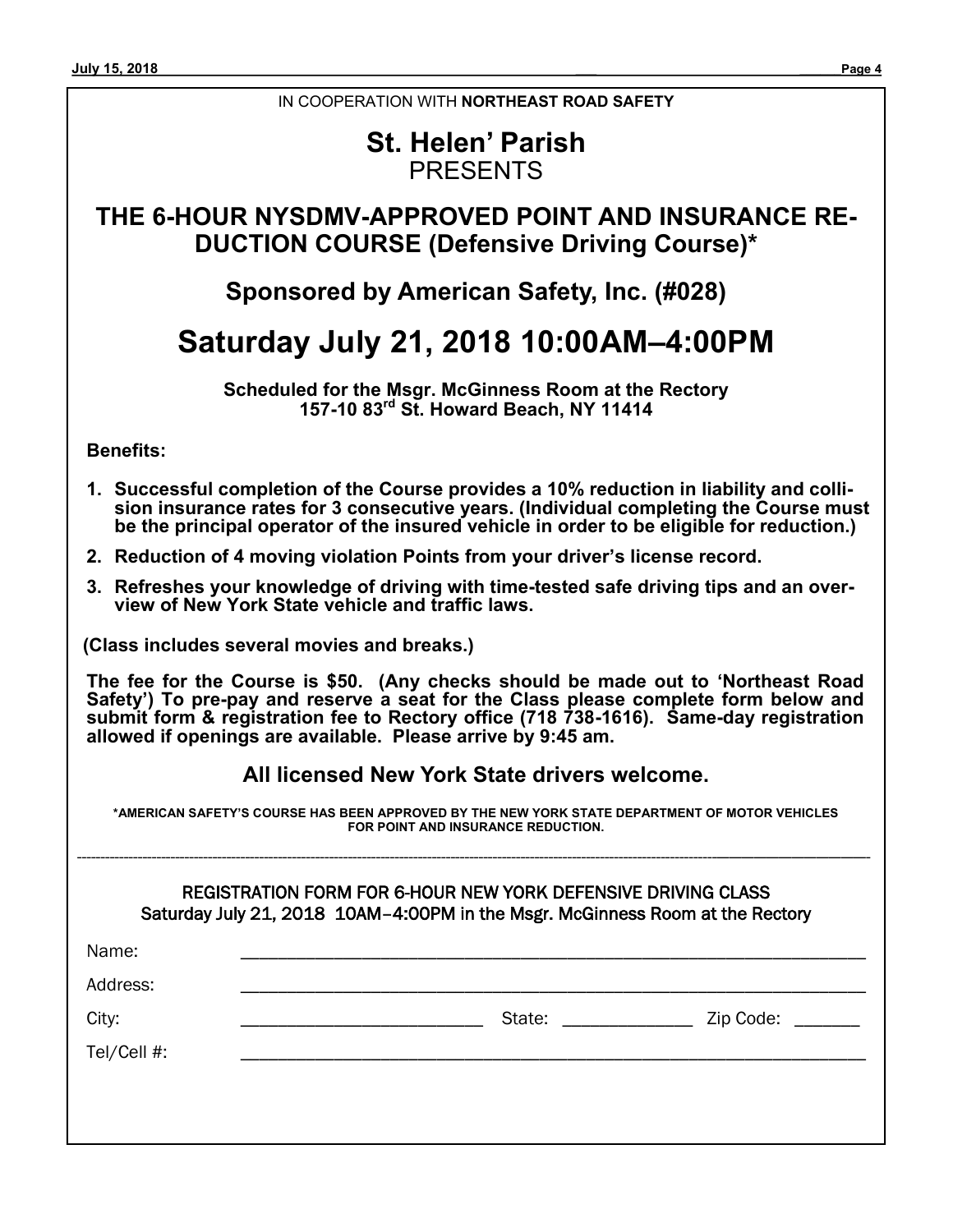IN COOPERATION WITH **NORTHEAST ROAD SAFETY**

# St. Helen' Parish

PRESENTS

## THE 6-HOUR NYSDMV-APPROVED POINT AND INSURANCE REDUCTION COURSE (Defensive Driving Course)*

### Sponsored by American Safety, Inc. (#028)

# Saturday July 21, 2018 10:00AM–4:00PM

**Scheduled for the Msgr. McGinness Room at the Rectory**
**157-10 83rd St. Howard Beach, NY 11414**

**Benefits:**

1. **Successful completion of the Course provides a 10% reduction in liability and collision insurance rates for 3 consecutive years. (Individual completing the Course must be the principal operator of the insured vehicle in order to be eligible for reduction.)**
2. **Reduction of 4 moving violation Points from your driver's license record.**
3. **Refreshes your knowledge of driving with time-tested safe driving tips and an overview of New York State vehicle and traffic laws.**

**(Class includes several movies and breaks.)**

**The fee for the Course is $50. (Any checks should be made out to 'Northeast Road Safety') To pre-pay and reserve a seat for the Class please complete form below and submit form & registration fee to Rectory office (718 738-1616). Same-day registration allowed if openings are available. Please arrive by 9:45 am.**

### All licensed New York State drivers welcome.

**\*AMERICAN SAFETY'S COURSE HAS BEEN APPROVED BY THE NEW YORK STATE DEPARTMENT OF MOTOR VEHICLES FOR POINT AND INSURANCE REDUCTION.**

---

REGISTRATION FORM FOR 6-HOUR NEW YORK DEFENSIVE DRIVING CLASS
Saturday July 21, 2018 10AM–4:00PM in the Msgr. McGinness Room at the Rectory

Name: ____________________________________________

Address: ____________________________________________

City: ______________________ State: ______________ Zip Code: _______

Tel/Cell #: ____________________________________________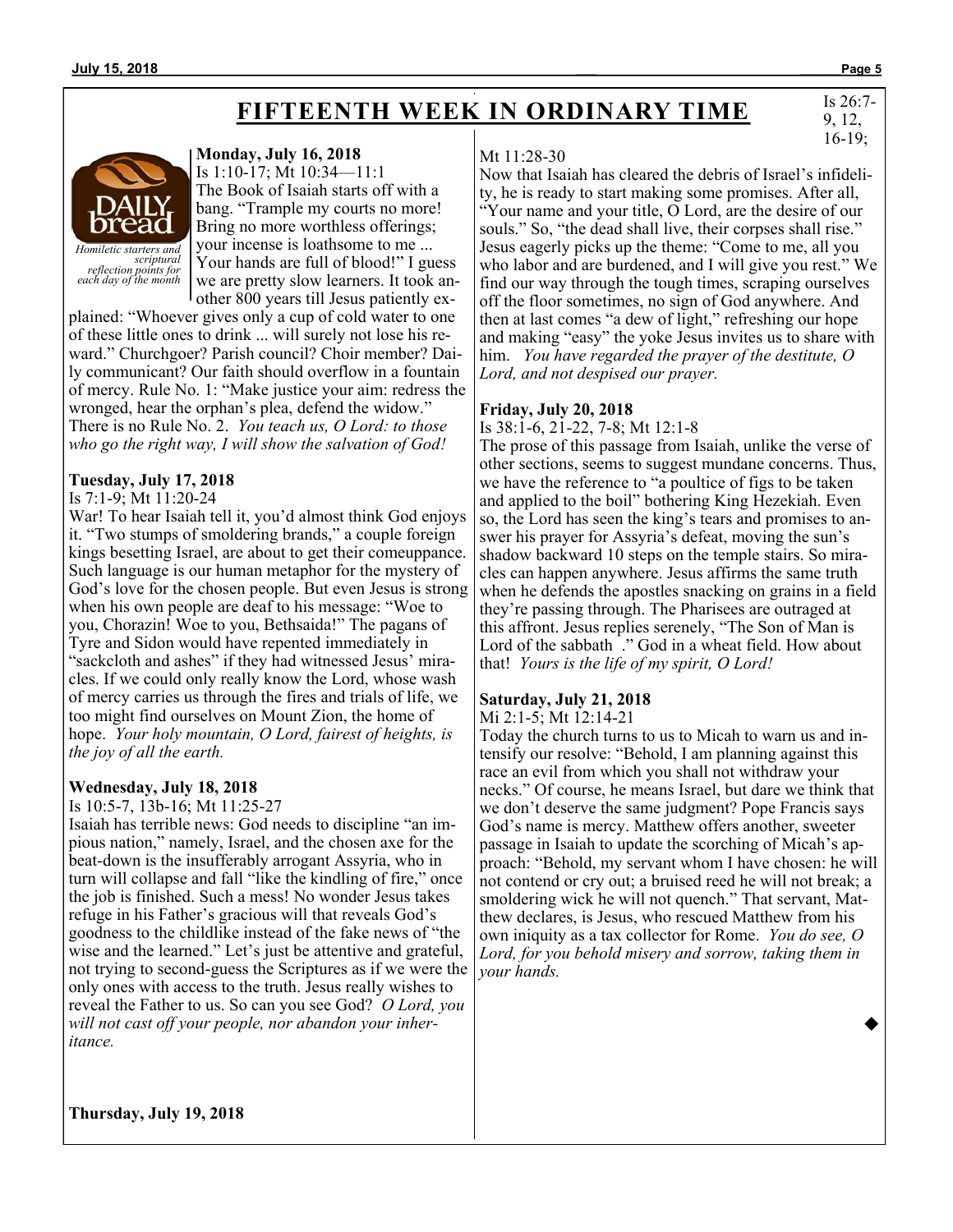# FIFTEENTH WEEK IN ORDINARY TIME

DAILY bread

*Homiletic starters and scriptural reflection points for each day of the month*

**Monday, July 16, 2018**

Is 1:10-17; Mt 10:34—11:1

The Book of Isaiah starts off with a bang. "Trample my courts no more! Bring no more worthless offerings; your incense is loathsome to me ... Your hands are full of blood!" I guess we are pretty slow learners. It took another 800 years till Jesus patiently explained: "Whoever gives only a cup of cold water to one of these little ones to drink ... will surely not lose his reward." Churchgoer? Parish council? Choir member? Daily communicant? Our faith should overflow in a fountain of mercy. Rule No. 1: "Make justice your aim: redress the wronged, hear the orphan's plea, defend the widow." There is no Rule No. 2. *You teach us, O Lord: to those who go the right way, I will show the salvation of God!*

**Tuesday, July 17, 2018**

Is 7:1-9; Mt 11:20-24

War! To hear Isaiah tell it, you'd almost think God enjoys it. "Two stumps of smoldering brands," a couple foreign kings besetting Israel, are about to get their comeuppance. Such language is our human metaphor for the mystery of God's love for the chosen people. But even Jesus is strong when his own people are deaf to his message: "Woe to you, Chorazin! Woe to you, Bethsaida!" The pagans of Tyre and Sidon would have repented immediately in "sackcloth and ashes" if they had witnessed Jesus' miracles. If we could only really know the Lord, whose wash of mercy carries us through the fires and trials of life, we too might find ourselves on Mount Zion, the home of hope. *Your holy mountain, O Lord, fairest of heights, is the joy of all the earth.*

**Wednesday, July 18, 2018**

Is 10:5-7, 13b-16; Mt 11:25-27

Isaiah has terrible news: God needs to discipline "an impious nation," namely, Israel, and the chosen axe for the beat-down is the insufferably arrogant Assyria, who in turn will collapse and fall "like the kindling of fire," once the job is finished. Such a mess! No wonder Jesus takes refuge in his Father's gracious will that reveals God's goodness to the childlike instead of the fake news of "the wise and the learned." Let's just be attentive and grateful, not trying to second-guess the Scriptures as if we were the only ones with access to the truth. Jesus really wishes to reveal the Father to us. So can you see God? *O Lord, you will not cast off your people, nor abandon your inheritance.*

**Thursday, July 19, 2018**

Is 26:7-9, 12, 16-19; Mt 11:28-30

Now that Isaiah has cleared the debris of Israel's infidelity, he is ready to start making some promises. After all, "Your name and your title, O Lord, are the desire of our souls." So, "the dead shall live, their corpses shall rise." Jesus eagerly picks up the theme: "Come to me, all you who labor and are burdened, and I will give you rest." We find our way through the tough times, scraping ourselves off the floor sometimes, no sign of God anywhere. And then at last comes "a dew of light," refreshing our hope and making "easy" the yoke Jesus invites us to share with him. *You have regarded the prayer of the destitute, O Lord, and not despised our prayer.*

**Friday, July 20, 2018**

Is 38:1-6, 21-22, 7-8; Mt 12:1-8

The prose of this passage from Isaiah, unlike the verse of other sections, seems to suggest mundane concerns. Thus, we have the reference to "a poultice of figs to be taken and applied to the boil" bothering King Hezekiah. Even so, the Lord has seen the king's tears and promises to answer his prayer for Assyria's defeat, moving the sun's shadow backward 10 steps on the temple stairs. So miracles can happen anywhere. Jesus affirms the same truth when he defends the apostles snacking on grains in a field they're passing through. The Pharisees are outraged at this affront. Jesus replies serenely, "The Son of Man is Lord of the sabbath ." God in a wheat field. How about that! *Yours is the life of my spirit, O Lord!*

**Saturday, July 21, 2018**

Mi 2:1-5; Mt 12:14-21

Today the church turns to us to Micah to warn us and intensify our resolve: "Behold, I am planning against this race an evil from which you shall not withdraw your necks." Of course, he means Israel, but dare we think that we don't deserve the same judgment? Pope Francis says God's name is mercy. Matthew offers another, sweeter passage in Isaiah to update the scorching of Micah's approach: "Behold, my servant whom I have chosen: he will not contend or cry out; a bruised reed he will not break; a smoldering wick he will not quench." That servant, Matthew declares, is Jesus, who rescued Matthew from his own iniquity as a tax collector for Rome. *You do see, O Lord, for you behold misery and sorrow, taking them in your hands.*

◆